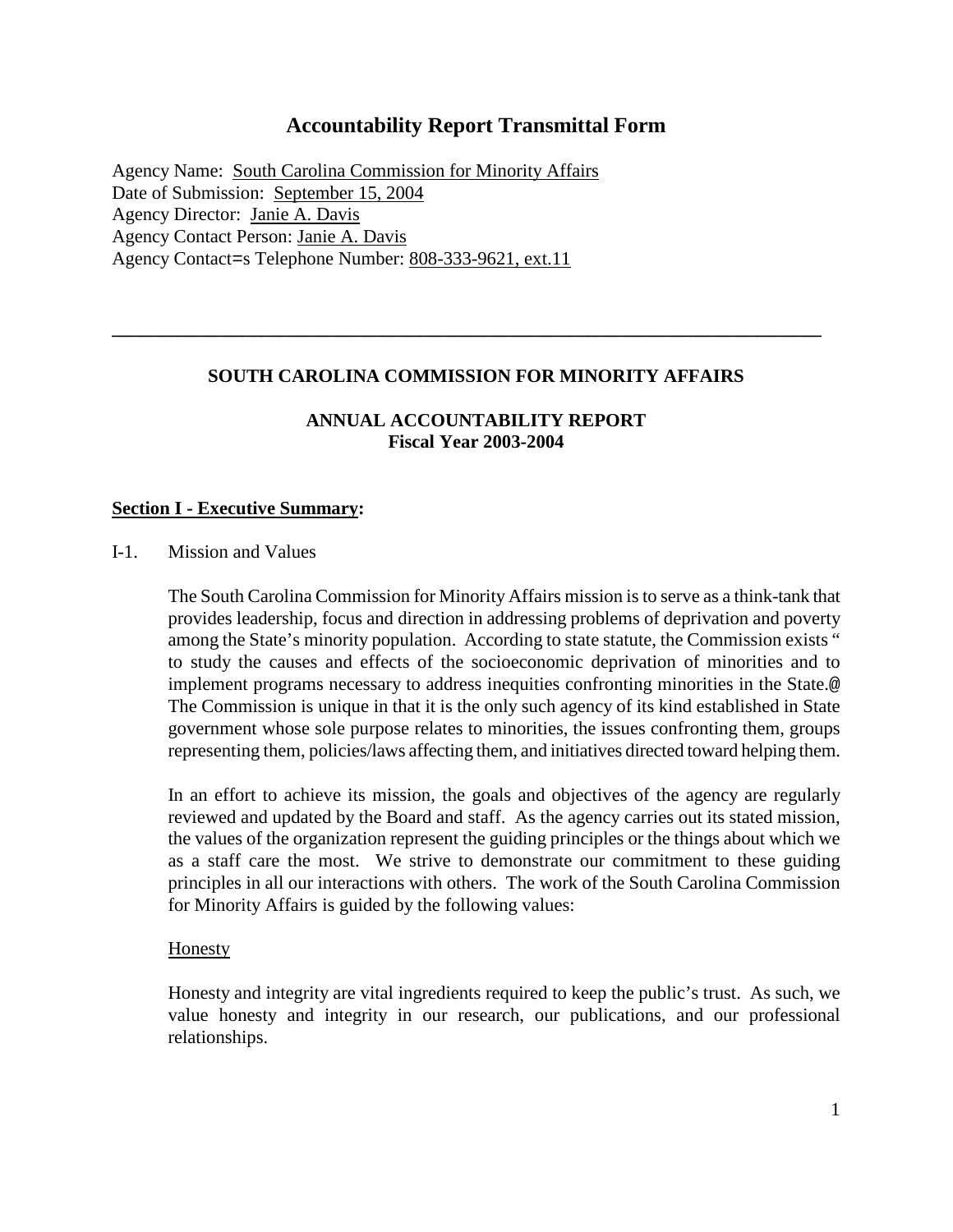# Accountability Report Transmittal Form

Agency Name: South Carolina Commission for Minority Affairs
Date of Submission: September 15, 2004
Agency Director: Janie A. Davis
Agency Contact Person: Janie A. Davis
Agency Contact=s Telephone Number: 808-333-9621, ext.11

---

## SOUTH CAROLINA COMMISSION FOR MINORITY AFFAIRS

### ANNUAL ACCOUNTABILITY REPORT
### Fiscal Year 2003-2004

**Section I - Executive Summary:**

I-1. Mission and Values

The South Carolina Commission for Minority Affairs mission is to serve as a think-tank that provides leadership, focus and direction in addressing problems of deprivation and poverty among the State's minority population. According to state statute, the Commission exists " to study the causes and effects of the socioeconomic deprivation of minorities and to implement programs necessary to address inequities confronting minorities in the State.@ The Commission is unique in that it is the only such agency of its kind established in State government whose sole purpose relates to minorities, the issues confronting them, groups representing them, policies/laws affecting them, and initiatives directed toward helping them.

In an effort to achieve its mission, the goals and objectives of the agency are regularly reviewed and updated by the Board and staff. As the agency carries out its stated mission, the values of the organization represent the guiding principles or the things about which we as a staff care the most. We strive to demonstrate our commitment to these guiding principles in all our interactions with others. The work of the South Carolina Commission for Minority Affairs is guided by the following values:

Honesty

Honesty and integrity are vital ingredients required to keep the public's trust. As such, we value honesty and integrity in our research, our publications, and our professional relationships.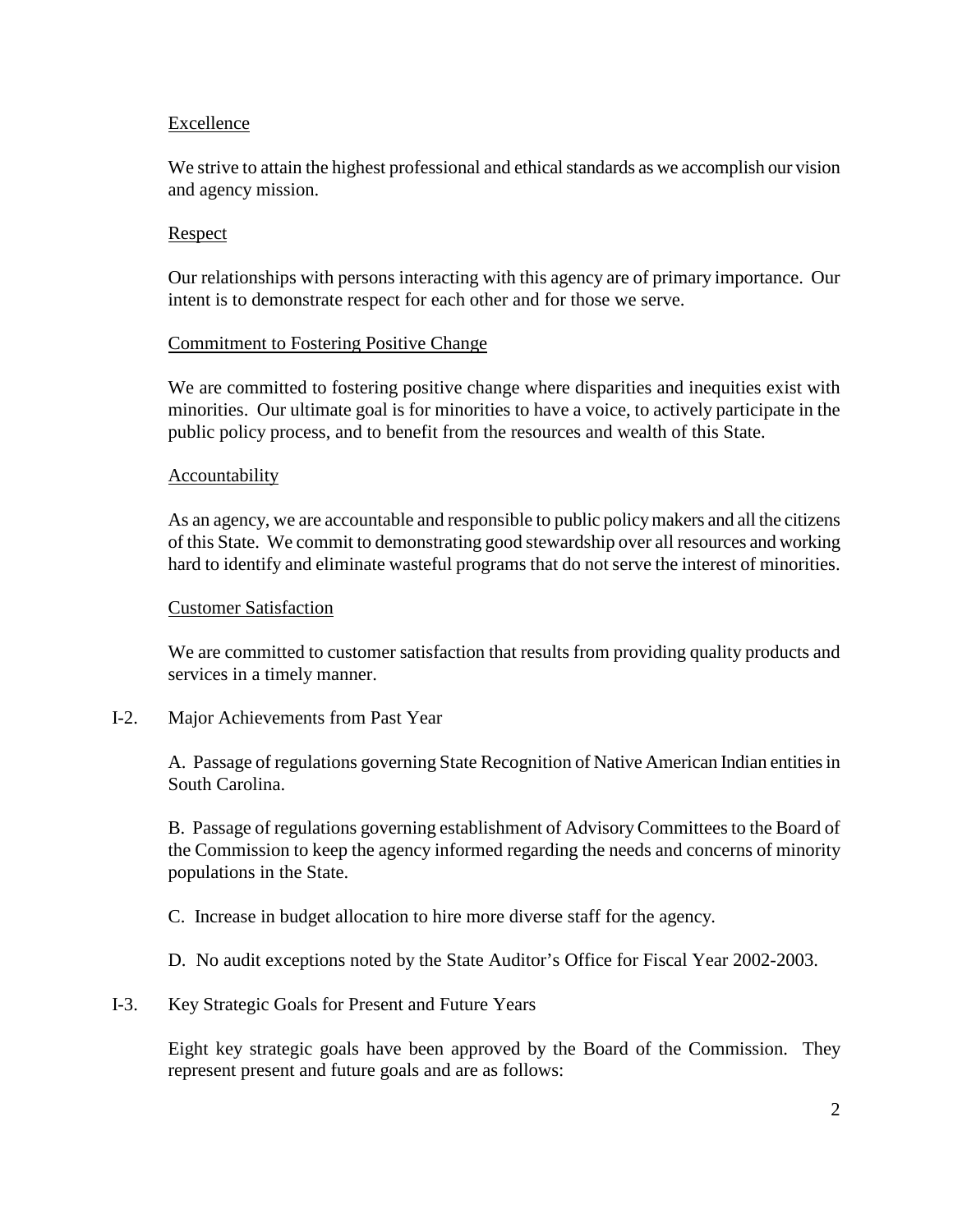Excellence

We strive to attain the highest professional and ethical standards as we accomplish our vision and agency mission.

Respect

Our relationships with persons interacting with this agency are of primary importance. Our intent is to demonstrate respect for each other and for those we serve.

Commitment to Fostering Positive Change

We are committed to fostering positive change where disparities and inequities exist with minorities. Our ultimate goal is for minorities to have a voice, to actively participate in the public policy process, and to benefit from the resources and wealth of this State.

Accountability

As an agency, we are accountable and responsible to public policy makers and all the citizens of this State. We commit to demonstrating good stewardship over all resources and working hard to identify and eliminate wasteful programs that do not serve the interest of minorities.

Customer Satisfaction

We are committed to customer satisfaction that results from providing quality products and services in a timely manner.

I-2. Major Achievements from Past Year

A. Passage of regulations governing State Recognition of Native American Indian entities in South Carolina.

B. Passage of regulations governing establishment of Advisory Committees to the Board of the Commission to keep the agency informed regarding the needs and concerns of minority populations in the State.

C. Increase in budget allocation to hire more diverse staff for the agency.

D. No audit exceptions noted by the State Auditor's Office for Fiscal Year 2002-2003.

I-3. Key Strategic Goals for Present and Future Years

Eight key strategic goals have been approved by the Board of the Commission. They represent present and future goals and are as follows: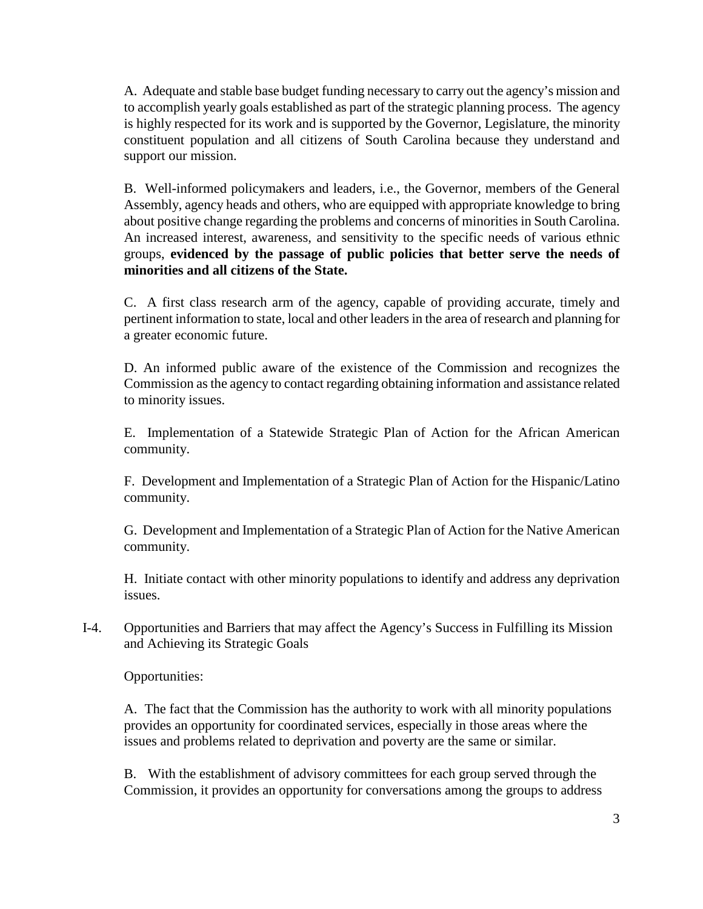A. Adequate and stable base budget funding necessary to carry out the agency's mission and to accomplish yearly goals established as part of the strategic planning process. The agency is highly respected for its work and is supported by the Governor, Legislature, the minority constituent population and all citizens of South Carolina because they understand and support our mission.

B. Well-informed policymakers and leaders, i.e., the Governor, members of the General Assembly, agency heads and others, who are equipped with appropriate knowledge to bring about positive change regarding the problems and concerns of minorities in South Carolina. An increased interest, awareness, and sensitivity to the specific needs of various ethnic groups, **evidenced by the passage of public policies that better serve the needs of minorities and all citizens of the State.**

C. A first class research arm of the agency, capable of providing accurate, timely and pertinent information to state, local and other leaders in the area of research and planning for a greater economic future.

D. An informed public aware of the existence of the Commission and recognizes the Commission as the agency to contact regarding obtaining information and assistance related to minority issues.

E. Implementation of a Statewide Strategic Plan of Action for the African American community.

F. Development and Implementation of a Strategic Plan of Action for the Hispanic/Latino community.

G. Development and Implementation of a Strategic Plan of Action for the Native American community.

H. Initiate contact with other minority populations to identify and address any deprivation issues.

I-4. Opportunities and Barriers that may affect the Agency's Success in Fulfilling its Mission and Achieving its Strategic Goals

Opportunities:

A. The fact that the Commission has the authority to work with all minority populations provides an opportunity for coordinated services, especially in those areas where the issues and problems related to deprivation and poverty are the same or similar.

B. With the establishment of advisory committees for each group served through the Commission, it provides an opportunity for conversations among the groups to address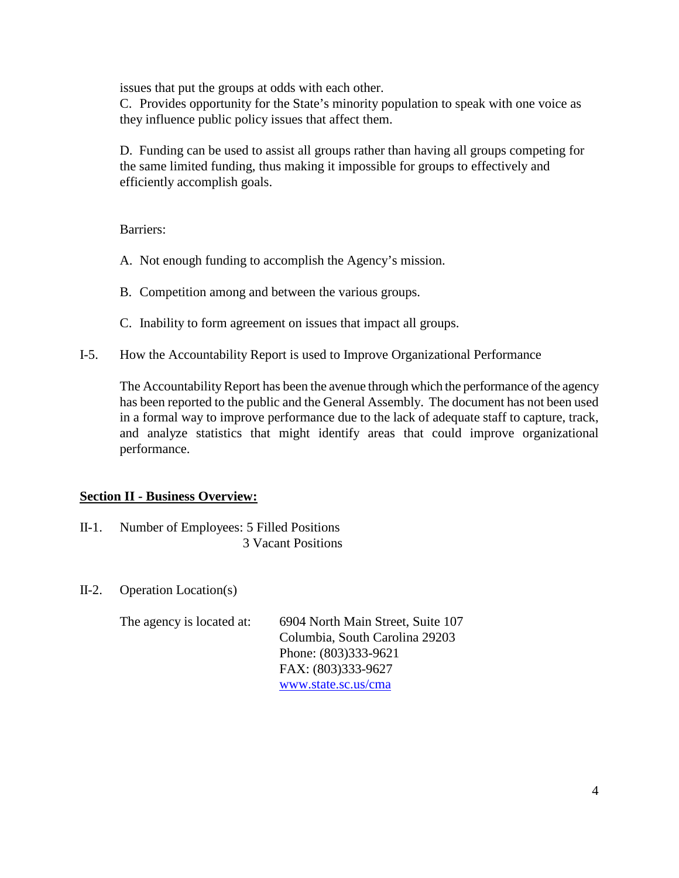issues that put the groups at odds with each other.

C. Provides opportunity for the State's minority population to speak with one voice as they influence public policy issues that affect them.

D. Funding can be used to assist all groups rather than having all groups competing for the same limited funding, thus making it impossible for groups to effectively and efficiently accomplish goals.

Barriers:

A. Not enough funding to accomplish the Agency's mission.

B. Competition among and between the various groups.

C. Inability to form agreement on issues that impact all groups.

I-5. How the Accountability Report is used to Improve Organizational Performance

The Accountability Report has been the avenue through which the performance of the agency has been reported to the public and the General Assembly. The document has not been used in a formal way to improve performance due to the lack of adequate staff to capture, track, and analyze statistics that might identify areas that could improve organizational performance.

## Section II - Business Overview:

II-1. Number of Employees: 5 Filled Positions
3 Vacant Positions

II-2. Operation Location(s)

The agency is located at: 6904 North Main Street, Suite 107
Columbia, South Carolina 29203
Phone: (803)333-9621
FAX: (803)333-9627
www.state.sc.us/cma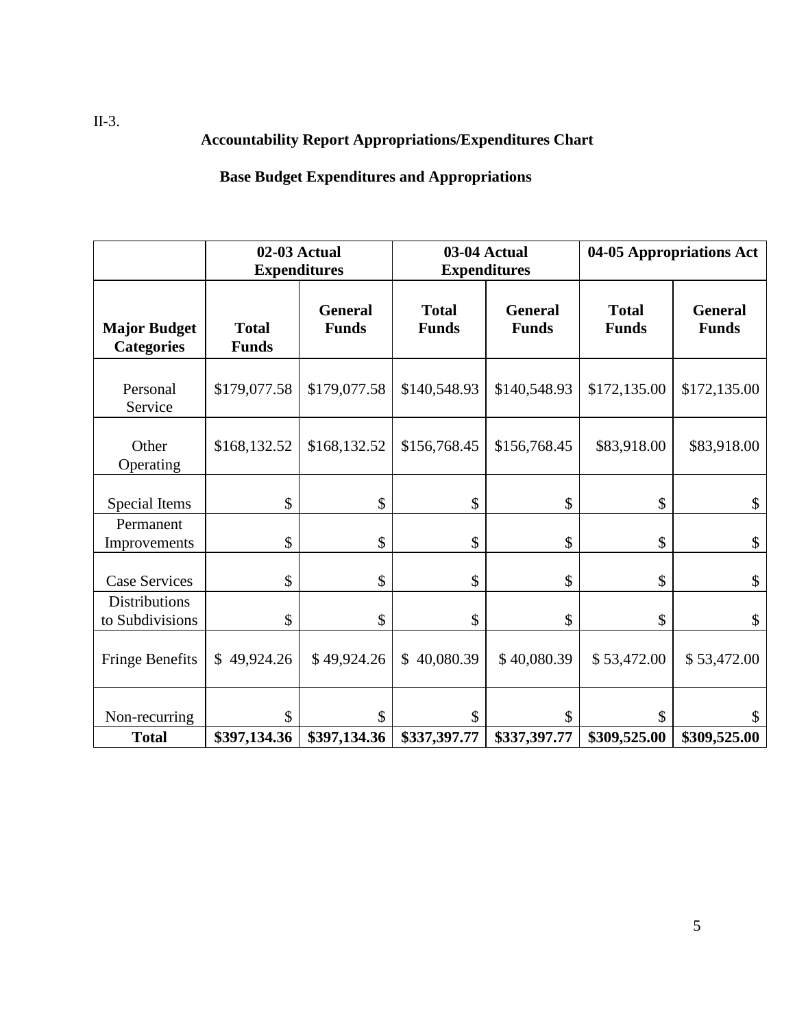II-3.

**Accountability Report Appropriations/Expenditures Chart**

**Base Budget Expenditures and Appropriations**

| | **02-03 Actual Expenditures** | | **03-04 Actual Expenditures** | | **04-05 Appropriations Act** | |
|---|---|---|---|---|---|---|
| **Major Budget Categories** | **Total Funds** | **General Funds** | **Total Funds** | **General Funds** | **Total Funds** | **General Funds** |
| Personal Service | $179,077.58 | $179,077.58 | $140,548.93 | $140,548.93 | $172,135.00 | $172,135.00 |
| Other Operating | $168,132.52 | $168,132.52 | $156,768.45 | $156,768.45 | $83,918.00 | $83,918.00 |
| Special Items | $ | $ | $ | $ | $ | $ |
| Permanent Improvements | $ | $ | $ | $ | $ | $ |
| Case Services | $ | $ | $ | $ | $ | $ |
| Distributions to Subdivisions | $ | $ | $ | $ | $ | $ |
| Fringe Benefits | $ 49,924.26 | $ 49,924.26 | $ 40,080.39 | $ 40,080.39 | $ 53,472.00 | $ 53,472.00 |
| Non-recurring | $ | $ | $ | $ | $ | $ |
| **Total** | **$397,134.36** | **$397,134.36** | **$337,397.77** | **$337,397.77** | **$309,525.00** | **$309,525.00** |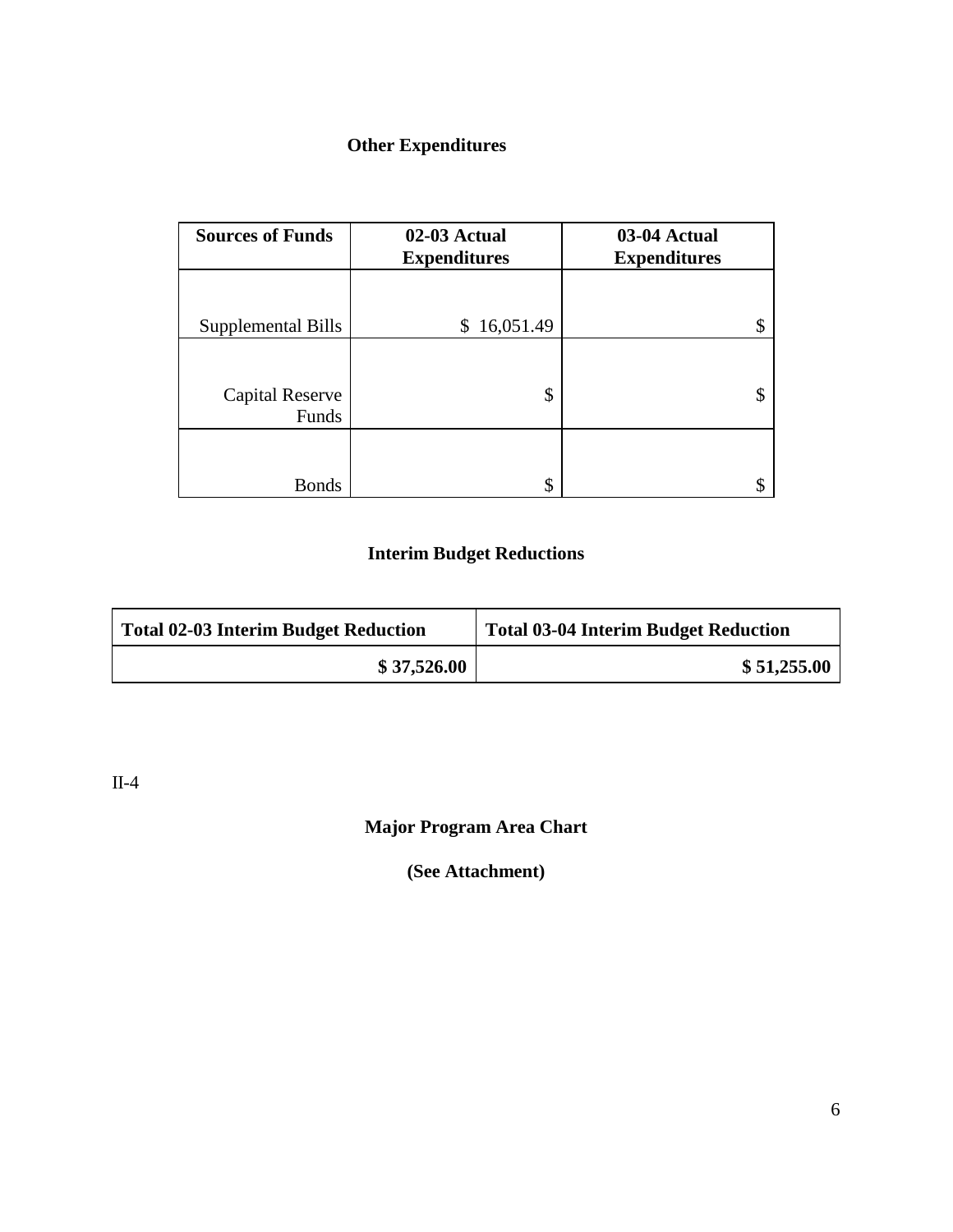### Other Expenditures

| Sources of Funds | 02-03 Actual Expenditures | 03-04 Actual Expenditures |
|---|---|---|
| Supplemental Bills | $ 16,051.49 | $ |
| Capital Reserve Funds | $ | $ |
| Bonds | $ | $ |

### Interim Budget Reductions

| Total 02-03 Interim Budget Reduction | Total 03-04 Interim Budget Reduction |
|---|---|
| **$ 37,526.00** | **$ 51,255.00** |

II-4

### Major Program Area Chart

**(See Attachment)**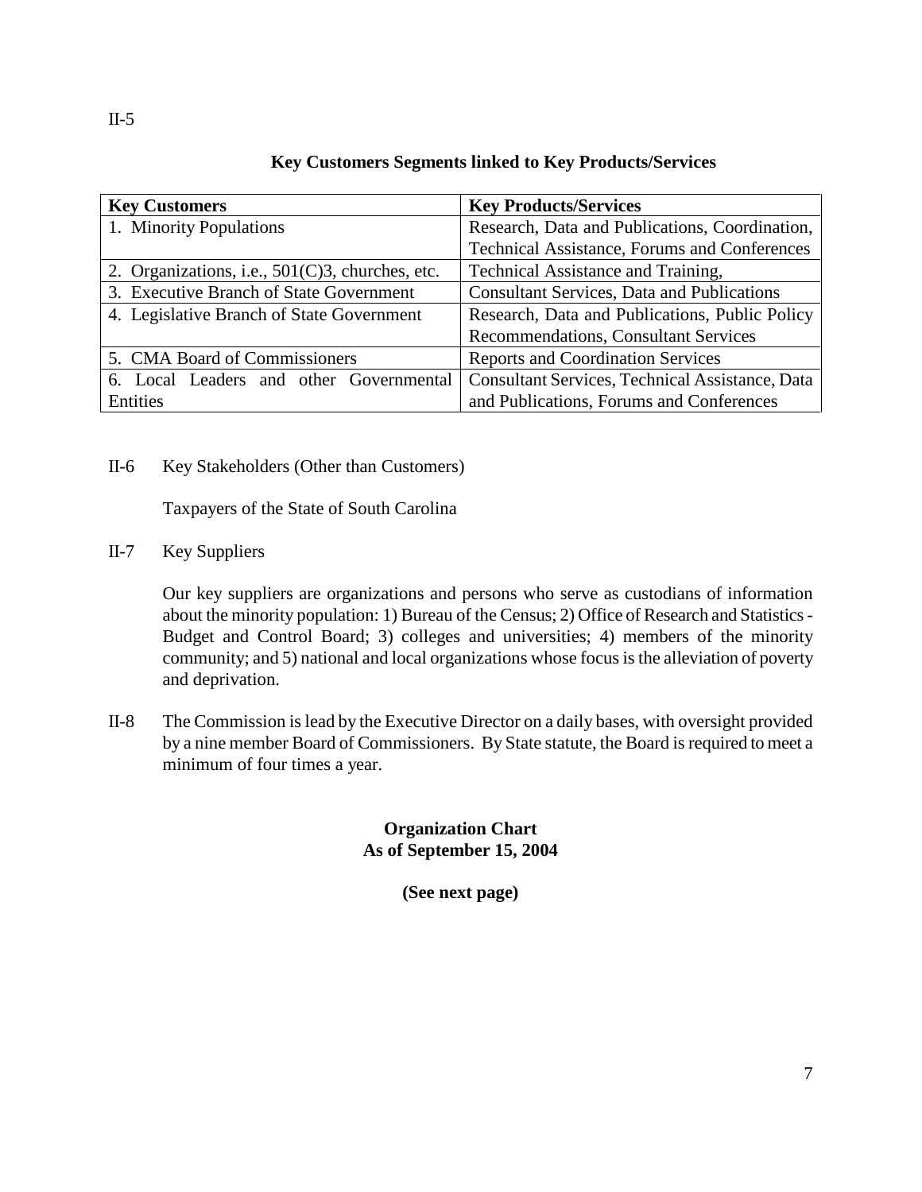II-5

**Key Customers Segments linked to Key Products/Services**

| **Key Customers** | **Key Products/Services** |
|---|---|
| 1. Minority Populations | Research, Data and Publications, Coordination, Technical Assistance, Forums and Conferences |
| 2. Organizations, i.e., 501(C)3, churches, etc. | Technical Assistance and Training, |
| 3. Executive Branch of State Government | Consultant Services, Data and Publications |
| 4. Legislative Branch of State Government | Research, Data and Publications, Public Policy Recommendations, Consultant Services |
| 5. CMA Board of Commissioners | Reports and Coordination Services |
| 6. Local Leaders and other Governmental Entities | Consultant Services, Technical Assistance, Data and Publications, Forums and Conferences |

II-6 Key Stakeholders (Other than Customers)

Taxpayers of the State of South Carolina

II-7 Key Suppliers

Our key suppliers are organizations and persons who serve as custodians of information about the minority population: 1) Bureau of the Census; 2) Office of Research and Statistics - Budget and Control Board; 3) colleges and universities; 4) members of the minority community; and 5) national and local organizations whose focus is the alleviation of poverty and deprivation.

II-8 The Commission is lead by the Executive Director on a daily bases, with oversight provided by a nine member Board of Commissioners. By State statute, the Board is required to meet a minimum of four times a year.

**Organization Chart**
**As of September 15, 2004**

**(See next page)**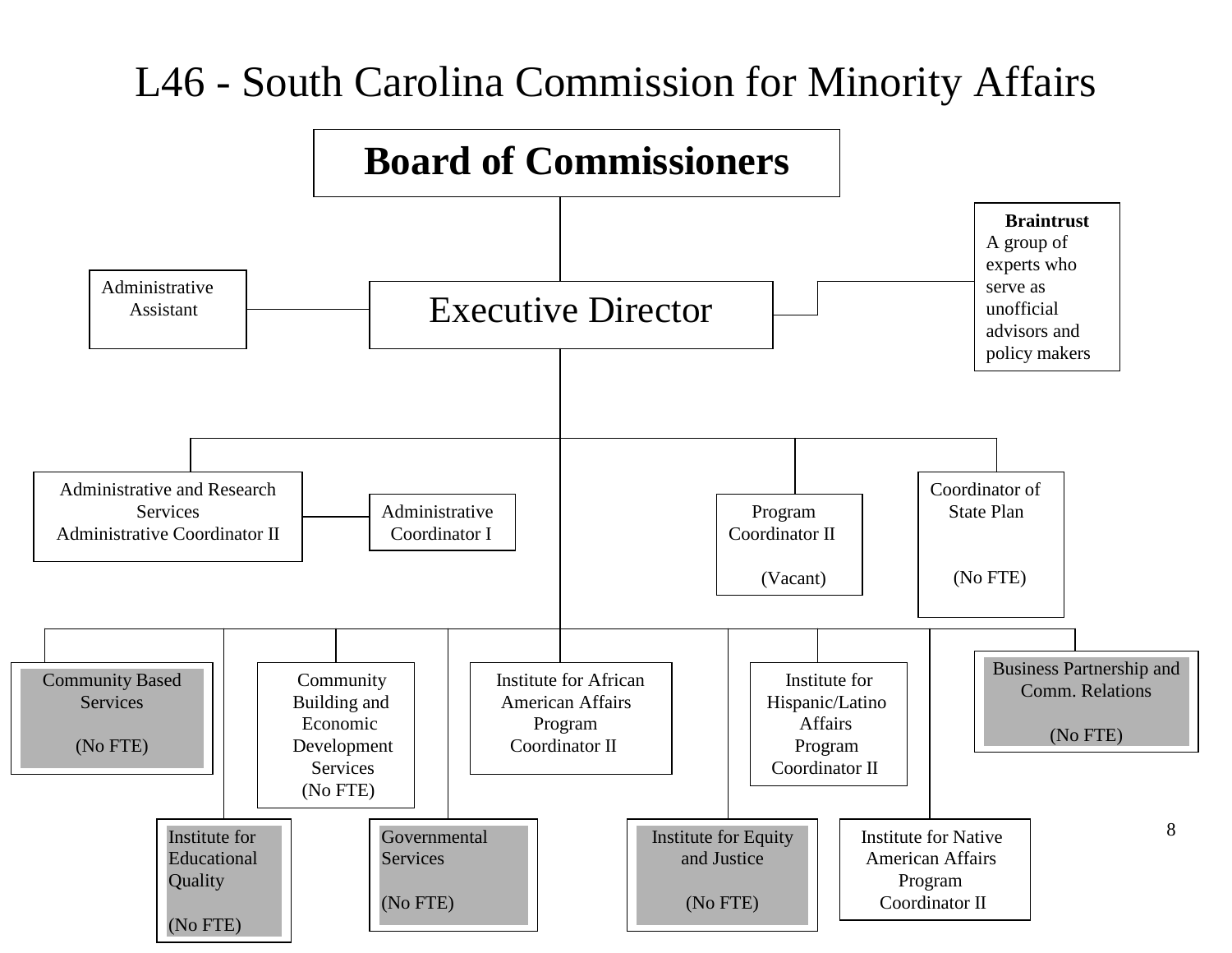# L46 - South Carolina Commission for Minority Affairs

**Board of Commissioners**

- **Executive Director**
  - Administrative Assistant
  - **Braintrust** – A group of experts who serve as unofficial advisors and policy makers
  - Administrative and Research Services – Administrative Coordinator II
    - Administrative Coordinator I
  - Program Coordinator II (Vacant)
  - Coordinator of State Plan (No FTE)
  - Community Based Services (No FTE)
  - Community Building and Economic Development Services (No FTE)
  - Institute for African American Affairs – Program Coordinator II
  - Institute for Hispanic/Latino Affairs – Program Coordinator II
  - Business Partnership and Comm. Relations (No FTE)
  - Institute for Educational Quality (No FTE)
  - Governmental Services (No FTE)
  - Institute for Equity and Justice (No FTE)
  - Institute for Native American Affairs – Program Coordinator II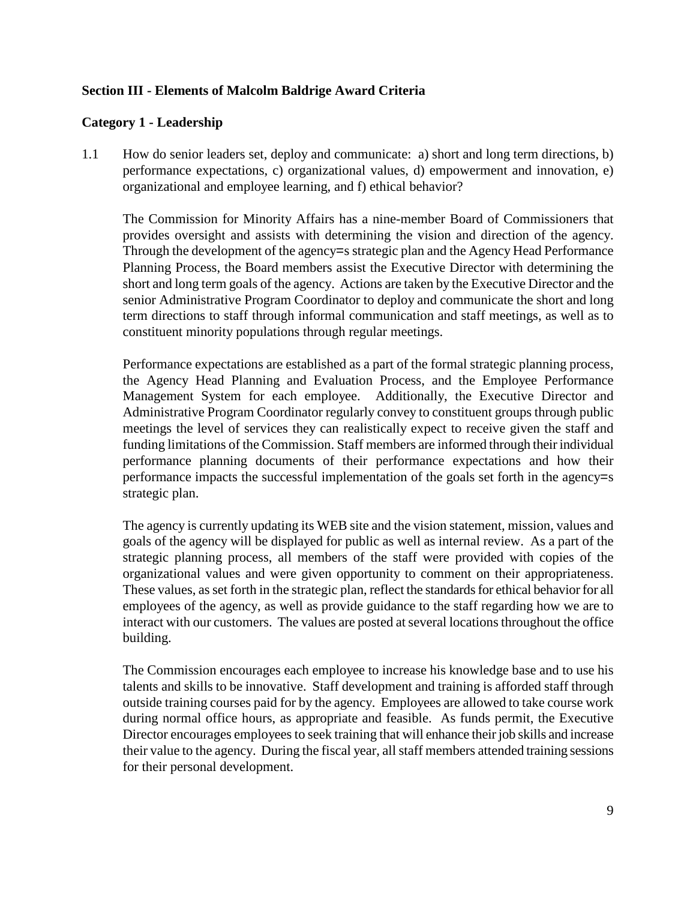**Section III - Elements of Malcolm Baldrige Award Criteria**

**Category 1 - Leadership**

1.1 How do senior leaders set, deploy and communicate: a) short and long term directions, b) performance expectations, c) organizational values, d) empowerment and innovation, e) organizational and employee learning, and f) ethical behavior?

The Commission for Minority Affairs has a nine-member Board of Commissioners that provides oversight and assists with determining the vision and direction of the agency. Through the development of the agency=s strategic plan and the Agency Head Performance Planning Process, the Board members assist the Executive Director with determining the short and long term goals of the agency. Actions are taken by the Executive Director and the senior Administrative Program Coordinator to deploy and communicate the short and long term directions to staff through informal communication and staff meetings, as well as to constituent minority populations through regular meetings.

Performance expectations are established as a part of the formal strategic planning process, the Agency Head Planning and Evaluation Process, and the Employee Performance Management System for each employee. Additionally, the Executive Director and Administrative Program Coordinator regularly convey to constituent groups through public meetings the level of services they can realistically expect to receive given the staff and funding limitations of the Commission. Staff members are informed through their individual performance planning documents of their performance expectations and how their performance impacts the successful implementation of the goals set forth in the agency=s strategic plan.

The agency is currently updating its WEB site and the vision statement, mission, values and goals of the agency will be displayed for public as well as internal review. As a part of the strategic planning process, all members of the staff were provided with copies of the organizational values and were given opportunity to comment on their appropriateness. These values, as set forth in the strategic plan, reflect the standards for ethical behavior for all employees of the agency, as well as provide guidance to the staff regarding how we are to interact with our customers. The values are posted at several locations throughout the office building.

The Commission encourages each employee to increase his knowledge base and to use his talents and skills to be innovative. Staff development and training is afforded staff through outside training courses paid for by the agency. Employees are allowed to take course work during normal office hours, as appropriate and feasible. As funds permit, the Executive Director encourages employees to seek training that will enhance their job skills and increase their value to the agency. During the fiscal year, all staff members attended training sessions for their personal development.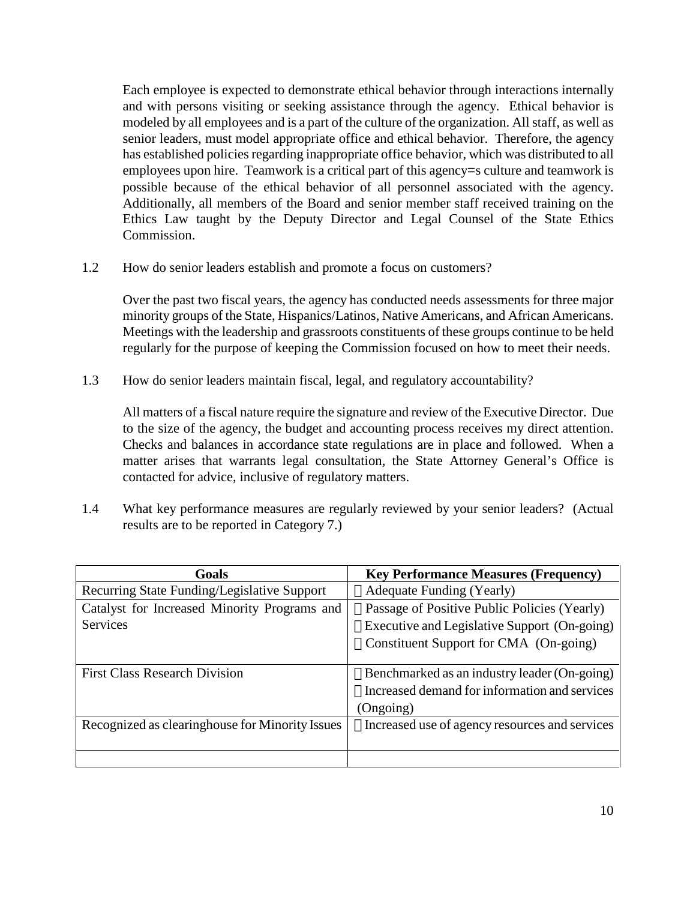Each employee is expected to demonstrate ethical behavior through interactions internally and with persons visiting or seeking assistance through the agency. Ethical behavior is modeled by all employees and is a part of the culture of the organization. All staff, as well as senior leaders, must model appropriate office and ethical behavior. Therefore, the agency has established policies regarding inappropriate office behavior, which was distributed to all employees upon hire. Teamwork is a critical part of this agency=s culture and teamwork is possible because of the ethical behavior of all personnel associated with the agency. Additionally, all members of the Board and senior member staff received training on the Ethics Law taught by the Deputy Director and Legal Counsel of the State Ethics Commission.

1.2 How do senior leaders establish and promote a focus on customers?

Over the past two fiscal years, the agency has conducted needs assessments for three major minority groups of the State, Hispanics/Latinos, Native Americans, and African Americans. Meetings with the leadership and grassroots constituents of these groups continue to be held regularly for the purpose of keeping the Commission focused on how to meet their needs.

1.3 How do senior leaders maintain fiscal, legal, and regulatory accountability?

All matters of a fiscal nature require the signature and review of the Executive Director. Due to the size of the agency, the budget and accounting process receives my direct attention. Checks and balances in accordance state regulations are in place and followed. When a matter arises that warrants legal consultation, the State Attorney General's Office is contacted for advice, inclusive of regulatory matters.

1.4 What key performance measures are regularly reviewed by your senior leaders? (Actual results are to be reported in Category 7.)

| Goals | Key Performance Measures (Frequency) |
|---|---|
| Recurring State Funding/Legislative Support | Adequate Funding (Yearly) |
| Catalyst for Increased Minority Programs and Services | Passage of Positive Public Policies (Yearly)<br>Executive and Legislative Support (On-going)<br>Constituent Support for CMA (On-going) |
| First Class Research Division | Benchmarked as an industry leader (On-going)<br>Increased demand for information and services (Ongoing) |
| Recognized as clearinghouse for Minority Issues | Increased use of agency resources and services |
| | |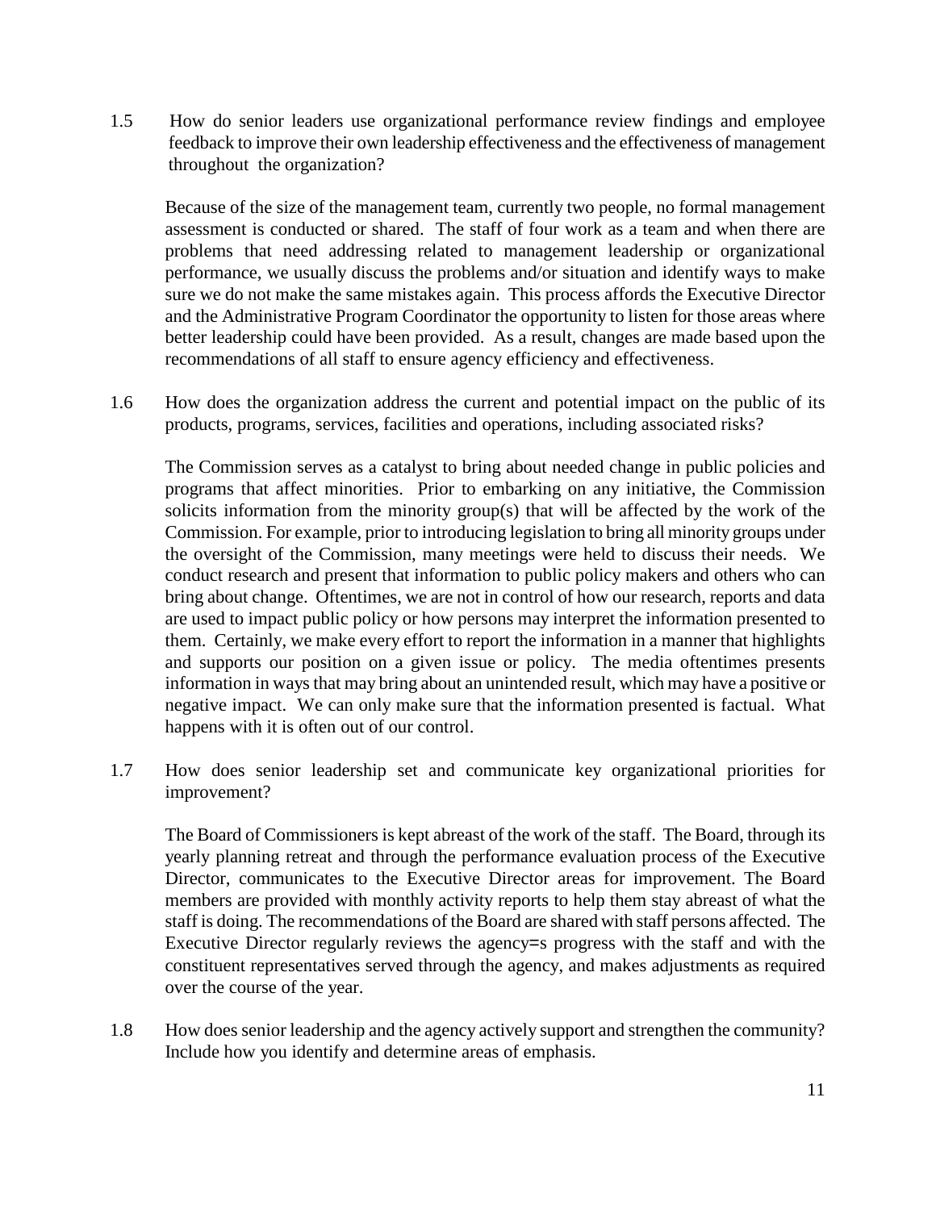1.5 How do senior leaders use organizational performance review findings and employee feedback to improve their own leadership effectiveness and the effectiveness of management throughout the organization?

Because of the size of the management team, currently two people, no formal management assessment is conducted or shared. The staff of four work as a team and when there are problems that need addressing related to management leadership or organizational performance, we usually discuss the problems and/or situation and identify ways to make sure we do not make the same mistakes again. This process affords the Executive Director and the Administrative Program Coordinator the opportunity to listen for those areas where better leadership could have been provided. As a result, changes are made based upon the recommendations of all staff to ensure agency efficiency and effectiveness.

1.6 How does the organization address the current and potential impact on the public of its products, programs, services, facilities and operations, including associated risks?

The Commission serves as a catalyst to bring about needed change in public policies and programs that affect minorities. Prior to embarking on any initiative, the Commission solicits information from the minority group(s) that will be affected by the work of the Commission. For example, prior to introducing legislation to bring all minority groups under the oversight of the Commission, many meetings were held to discuss their needs. We conduct research and present that information to public policy makers and others who can bring about change. Oftentimes, we are not in control of how our research, reports and data are used to impact public policy or how persons may interpret the information presented to them. Certainly, we make every effort to report the information in a manner that highlights and supports our position on a given issue or policy. The media oftentimes presents information in ways that may bring about an unintended result, which may have a positive or negative impact. We can only make sure that the information presented is factual. What happens with it is often out of our control.

1.7 How does senior leadership set and communicate key organizational priorities for improvement?

The Board of Commissioners is kept abreast of the work of the staff. The Board, through its yearly planning retreat and through the performance evaluation process of the Executive Director, communicates to the Executive Director areas for improvement. The Board members are provided with monthly activity reports to help them stay abreast of what the staff is doing. The recommendations of the Board are shared with staff persons affected. The Executive Director regularly reviews the agency=s progress with the staff and with the constituent representatives served through the agency, and makes adjustments as required over the course of the year.

1.8 How does senior leadership and the agency actively support and strengthen the community? Include how you identify and determine areas of emphasis.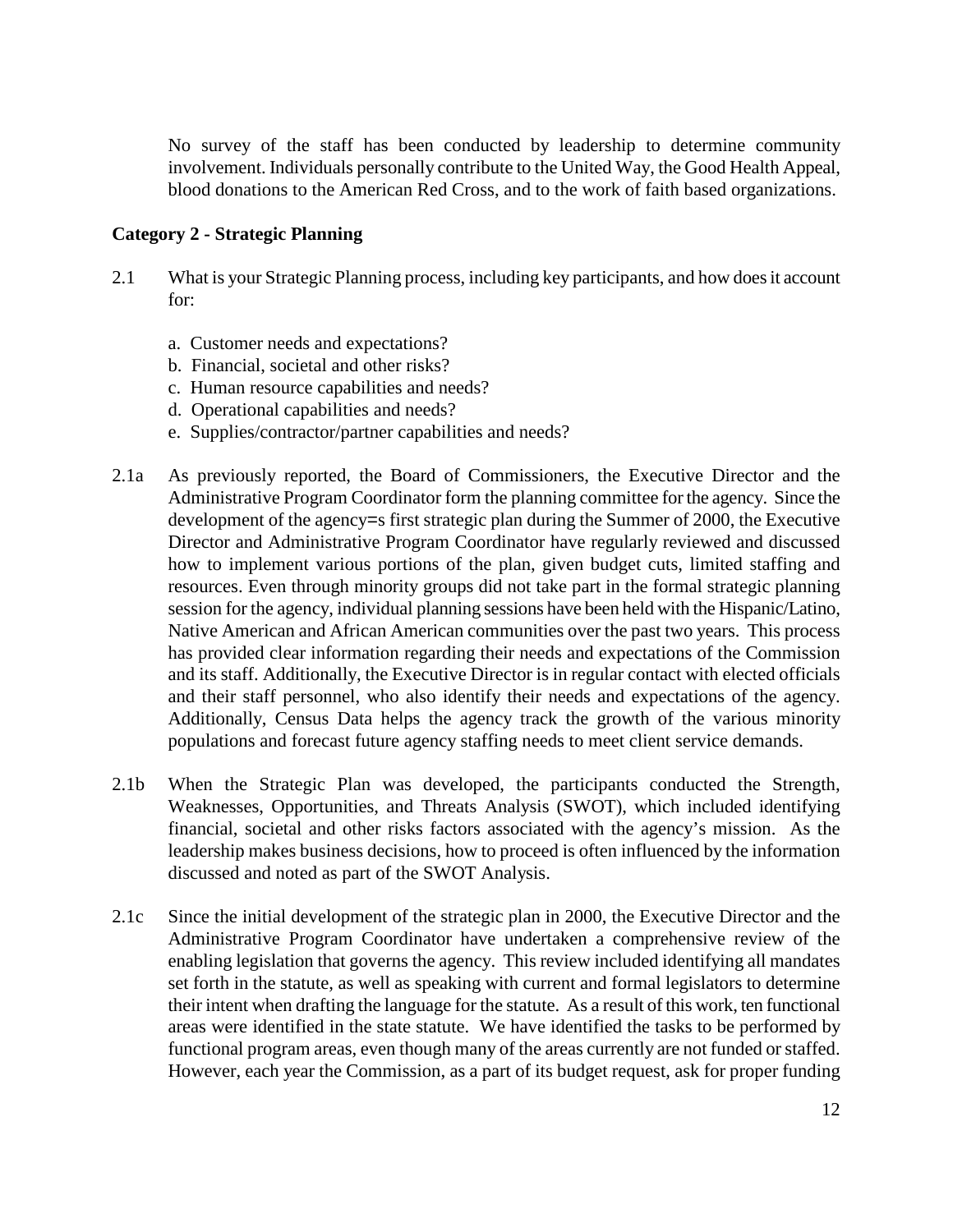No survey of the staff has been conducted by leadership to determine community involvement. Individuals personally contribute to the United Way, the Good Health Appeal, blood donations to the American Red Cross, and to the work of faith based organizations.

**Category 2 - Strategic Planning**

2.1 What is your Strategic Planning process, including key participants, and how does it account for:

a. Customer needs and expectations?
b. Financial, societal and other risks?
c. Human resource capabilities and needs?
d. Operational capabilities and needs?
e. Supplies/contractor/partner capabilities and needs?

2.1a As previously reported, the Board of Commissioners, the Executive Director and the Administrative Program Coordinator form the planning committee for the agency. Since the development of the agency=s first strategic plan during the Summer of 2000, the Executive Director and Administrative Program Coordinator have regularly reviewed and discussed how to implement various portions of the plan, given budget cuts, limited staffing and resources. Even through minority groups did not take part in the formal strategic planning session for the agency, individual planning sessions have been held with the Hispanic/Latino, Native American and African American communities over the past two years. This process has provided clear information regarding their needs and expectations of the Commission and its staff. Additionally, the Executive Director is in regular contact with elected officials and their staff personnel, who also identify their needs and expectations of the agency. Additionally, Census Data helps the agency track the growth of the various minority populations and forecast future agency staffing needs to meet client service demands.

2.1b When the Strategic Plan was developed, the participants conducted the Strength, Weaknesses, Opportunities, and Threats Analysis (SWOT), which included identifying financial, societal and other risks factors associated with the agency's mission. As the leadership makes business decisions, how to proceed is often influenced by the information discussed and noted as part of the SWOT Analysis.

2.1c Since the initial development of the strategic plan in 2000, the Executive Director and the Administrative Program Coordinator have undertaken a comprehensive review of the enabling legislation that governs the agency. This review included identifying all mandates set forth in the statute, as well as speaking with current and formal legislators to determine their intent when drafting the language for the statute. As a result of this work, ten functional areas were identified in the state statute. We have identified the tasks to be performed by functional program areas, even though many of the areas currently are not funded or staffed. However, each year the Commission, as a part of its budget request, ask for proper funding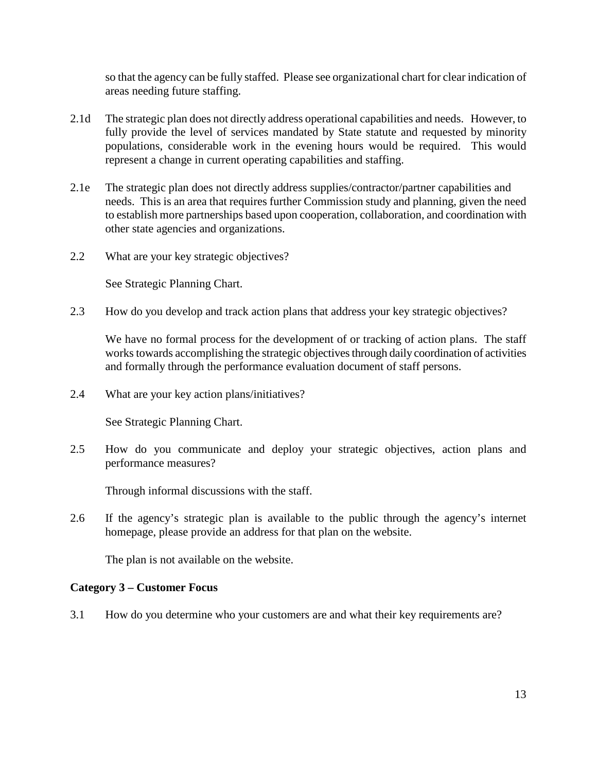so that the agency can be fully staffed. Please see organizational chart for clear indication of areas needing future staffing.

2.1d The strategic plan does not directly address operational capabilities and needs. However, to fully provide the level of services mandated by State statute and requested by minority populations, considerable work in the evening hours would be required. This would represent a change in current operating capabilities and staffing.

2.1e The strategic plan does not directly address supplies/contractor/partner capabilities and needs. This is an area that requires further Commission study and planning, given the need to establish more partnerships based upon cooperation, collaboration, and coordination with other state agencies and organizations.

2.2 What are your key strategic objectives?

See Strategic Planning Chart.

2.3 How do you develop and track action plans that address your key strategic objectives?

We have no formal process for the development of or tracking of action plans. The staff works towards accomplishing the strategic objectives through daily coordination of activities and formally through the performance evaluation document of staff persons.

2.4 What are your key action plans/initiatives?

See Strategic Planning Chart.

2.5 How do you communicate and deploy your strategic objectives, action plans and performance measures?

Through informal discussions with the staff.

2.6 If the agency's strategic plan is available to the public through the agency's internet homepage, please provide an address for that plan on the website.

The plan is not available on the website.

**Category 3 – Customer Focus**

3.1 How do you determine who your customers are and what their key requirements are?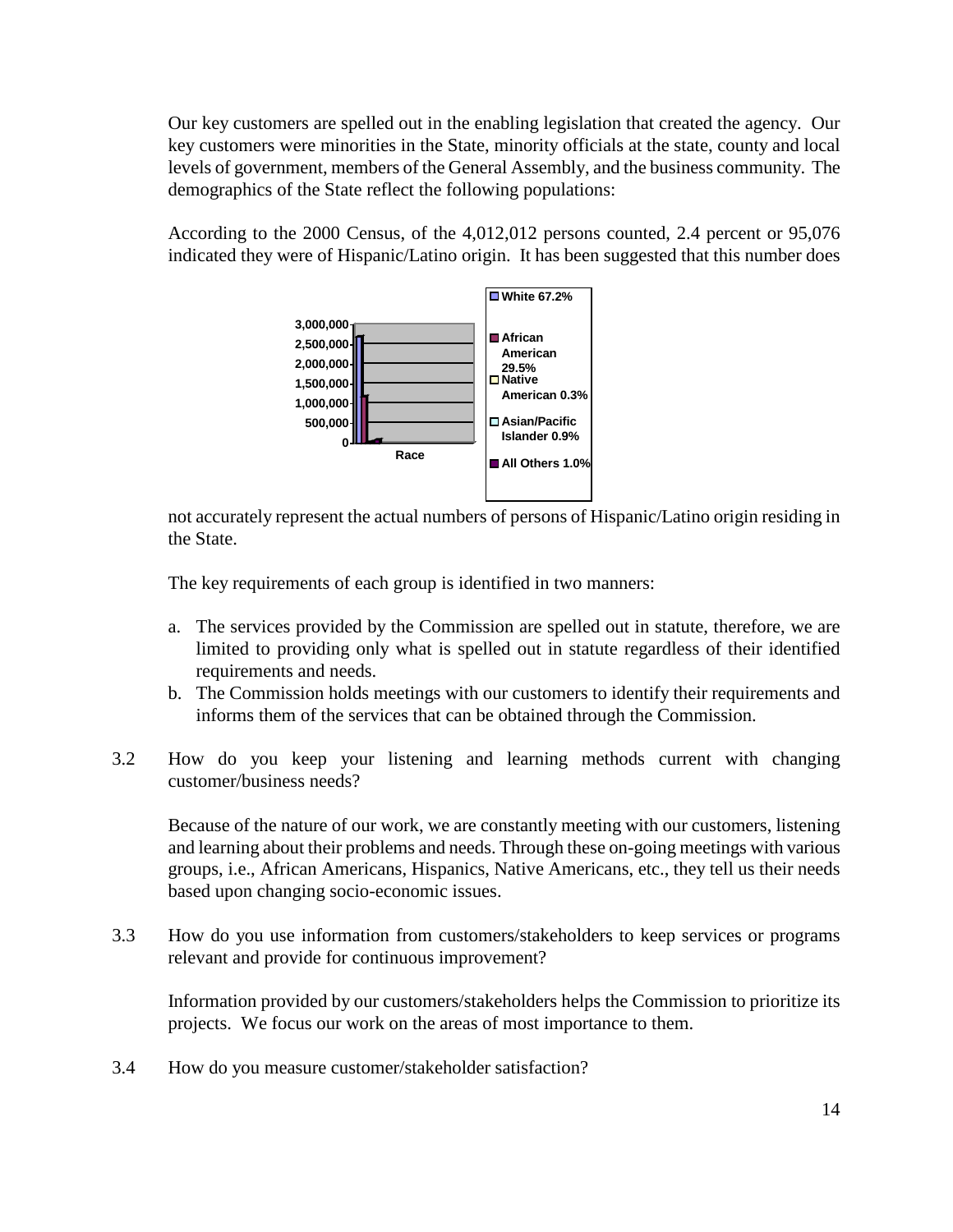Our key customers are spelled out in the enabling legislation that created the agency. Our key customers were minorities in the State, minority officials at the state, county and local levels of government, members of the General Assembly, and the business community. The demographics of the State reflect the following populations:

According to the 2000 Census, of the 4,012,012 persons counted, 2.4 percent or 95,076 indicated they were of Hispanic/Latino origin. It has been suggested that this number does not accurately represent the actual numbers of persons of Hispanic/Latino origin residing in the State.

The key requirements of each group is identified in two manners:

a. The services provided by the Commission are spelled out in statute, therefore, we are limited to providing only what is spelled out in statute regardless of their identified requirements and needs.
b. The Commission holds meetings with our customers to identify their requirements and informs them of the services that can be obtained through the Commission.

3.2 How do you keep your listening and learning methods current with changing customer/business needs?

Because of the nature of our work, we are constantly meeting with our customers, listening and learning about their problems and needs. Through these on-going meetings with various groups, i.e., African Americans, Hispanics, Native Americans, etc., they tell us their needs based upon changing socio-economic issues.

3.3 How do you use information from customers/stakeholders to keep services or programs relevant and provide for continuous improvement?

Information provided by our customers/stakeholders helps the Commission to prioritize its projects. We focus our work on the areas of most importance to them.

3.4 How do you measure customer/stakeholder satisfaction?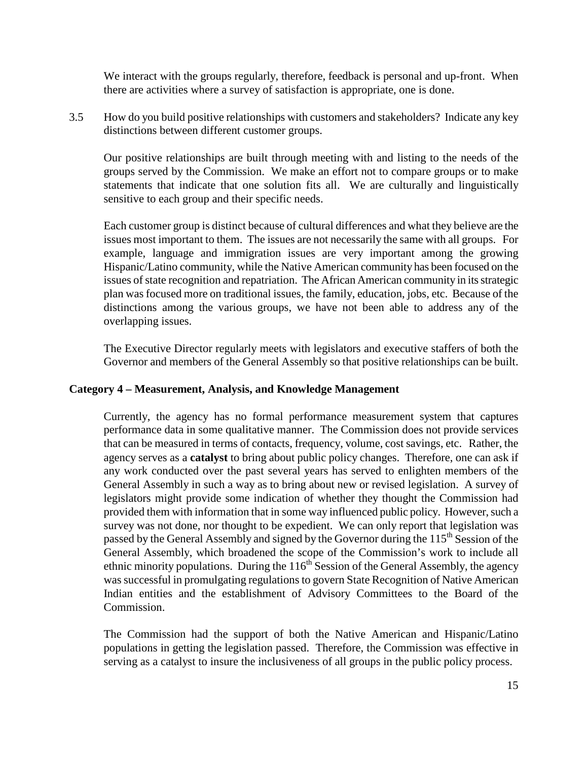We interact with the groups regularly, therefore, feedback is personal and up-front. When there are activities where a survey of satisfaction is appropriate, one is done.

3.5 How do you build positive relationships with customers and stakeholders? Indicate any key distinctions between different customer groups.

Our positive relationships are built through meeting with and listing to the needs of the groups served by the Commission. We make an effort not to compare groups or to make statements that indicate that one solution fits all. We are culturally and linguistically sensitive to each group and their specific needs.

Each customer group is distinct because of cultural differences and what they believe are the issues most important to them. The issues are not necessarily the same with all groups. For example, language and immigration issues are very important among the growing Hispanic/Latino community, while the Native American community has been focused on the issues of state recognition and repatriation. The African American community in its strategic plan was focused more on traditional issues, the family, education, jobs, etc. Because of the distinctions among the various groups, we have not been able to address any of the overlapping issues.

The Executive Director regularly meets with legislators and executive staffers of both the Governor and members of the General Assembly so that positive relationships can be built.

### Category 4 – Measurement, Analysis, and Knowledge Management

Currently, the agency has no formal performance measurement system that captures performance data in some qualitative manner. The Commission does not provide services that can be measured in terms of contacts, frequency, volume, cost savings, etc. Rather, the agency serves as a **catalyst** to bring about public policy changes. Therefore, one can ask if any work conducted over the past several years has served to enlighten members of the General Assembly in such a way as to bring about new or revised legislation. A survey of legislators might provide some indication of whether they thought the Commission had provided them with information that in some way influenced public policy. However, such a survey was not done, nor thought to be expedient. We can only report that legislation was passed by the General Assembly and signed by the Governor during the 115th Session of the General Assembly, which broadened the scope of the Commission's work to include all ethnic minority populations. During the 116th Session of the General Assembly, the agency was successful in promulgating regulations to govern State Recognition of Native American Indian entities and the establishment of Advisory Committees to the Board of the Commission.

The Commission had the support of both the Native American and Hispanic/Latino populations in getting the legislation passed. Therefore, the Commission was effective in serving as a catalyst to insure the inclusiveness of all groups in the public policy process.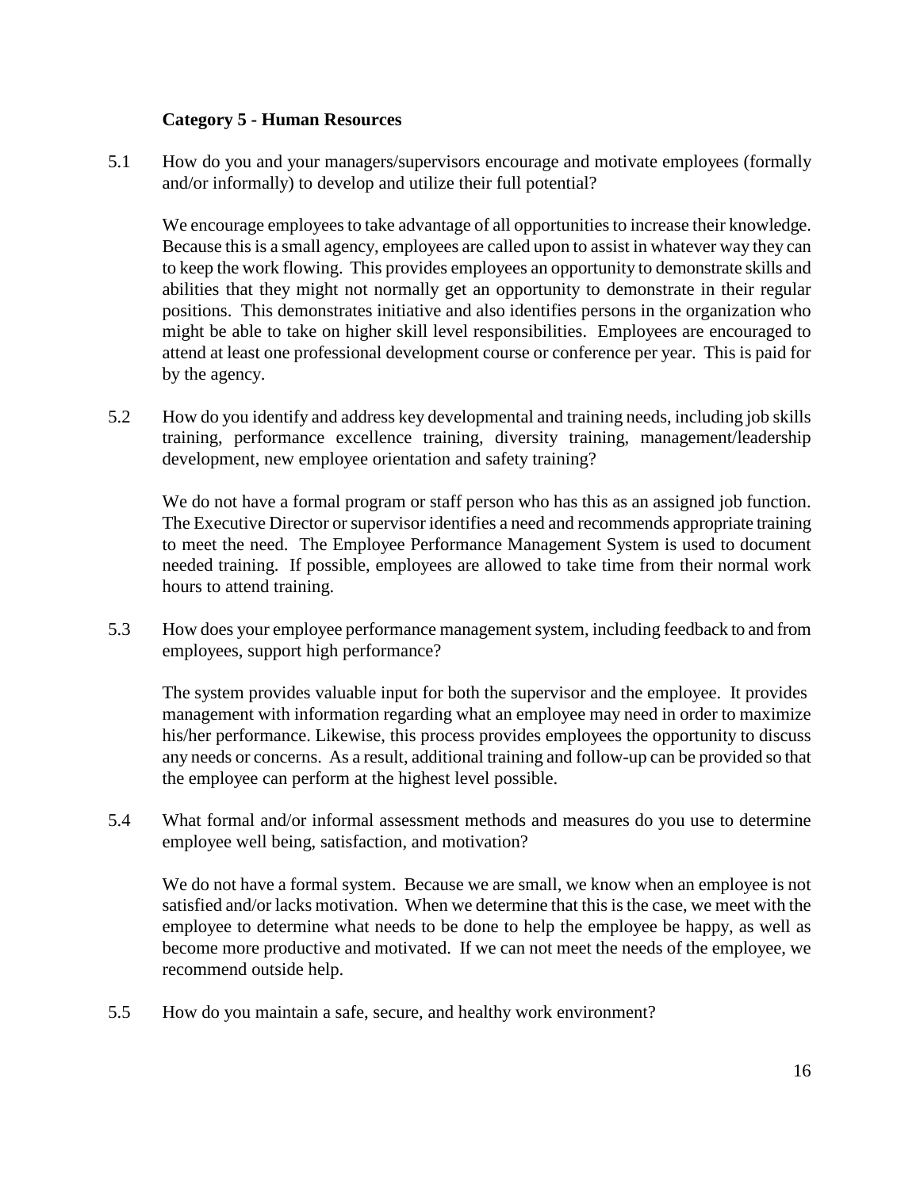### Category 5 - Human Resources

5.1 How do you and your managers/supervisors encourage and motivate employees (formally and/or informally) to develop and utilize their full potential?

We encourage employees to take advantage of all opportunities to increase their knowledge. Because this is a small agency, employees are called upon to assist in whatever way they can to keep the work flowing. This provides employees an opportunity to demonstrate skills and abilities that they might not normally get an opportunity to demonstrate in their regular positions. This demonstrates initiative and also identifies persons in the organization who might be able to take on higher skill level responsibilities. Employees are encouraged to attend at least one professional development course or conference per year. This is paid for by the agency.

5.2 How do you identify and address key developmental and training needs, including job skills training, performance excellence training, diversity training, management/leadership development, new employee orientation and safety training?

We do not have a formal program or staff person who has this as an assigned job function. The Executive Director or supervisor identifies a need and recommends appropriate training to meet the need. The Employee Performance Management System is used to document needed training. If possible, employees are allowed to take time from their normal work hours to attend training.

5.3 How does your employee performance management system, including feedback to and from employees, support high performance?

The system provides valuable input for both the supervisor and the employee. It provides management with information regarding what an employee may need in order to maximize his/her performance. Likewise, this process provides employees the opportunity to discuss any needs or concerns. As a result, additional training and follow-up can be provided so that the employee can perform at the highest level possible.

5.4 What formal and/or informal assessment methods and measures do you use to determine employee well being, satisfaction, and motivation?

We do not have a formal system. Because we are small, we know when an employee is not satisfied and/or lacks motivation. When we determine that this is the case, we meet with the employee to determine what needs to be done to help the employee be happy, as well as become more productive and motivated. If we can not meet the needs of the employee, we recommend outside help.

5.5 How do you maintain a safe, secure, and healthy work environment?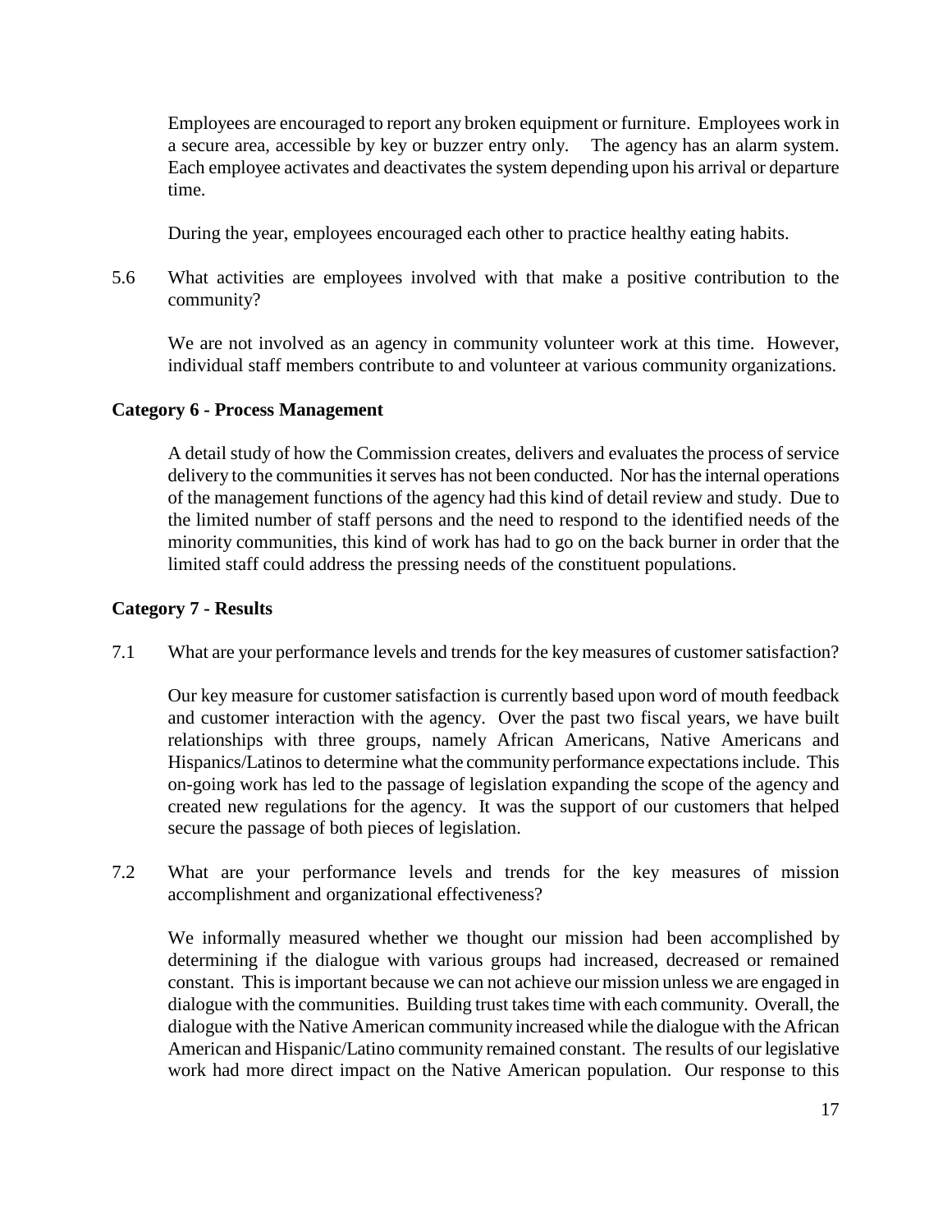Employees are encouraged to report any broken equipment or furniture. Employees work in a secure area, accessible by key or buzzer entry only. The agency has an alarm system. Each employee activates and deactivates the system depending upon his arrival or departure time.

During the year, employees encouraged each other to practice healthy eating habits.

5.6 What activities are employees involved with that make a positive contribution to the community?

We are not involved as an agency in community volunteer work at this time. However, individual staff members contribute to and volunteer at various community organizations.

**Category 6 - Process Management**

A detail study of how the Commission creates, delivers and evaluates the process of service delivery to the communities it serves has not been conducted. Nor has the internal operations of the management functions of the agency had this kind of detail review and study. Due to the limited number of staff persons and the need to respond to the identified needs of the minority communities, this kind of work has had to go on the back burner in order that the limited staff could address the pressing needs of the constituent populations.

**Category 7 - Results**

7.1 What are your performance levels and trends for the key measures of customer satisfaction?

Our key measure for customer satisfaction is currently based upon word of mouth feedback and customer interaction with the agency. Over the past two fiscal years, we have built relationships with three groups, namely African Americans, Native Americans and Hispanics/Latinos to determine what the community performance expectations include. This on-going work has led to the passage of legislation expanding the scope of the agency and created new regulations for the agency. It was the support of our customers that helped secure the passage of both pieces of legislation.

7.2 What are your performance levels and trends for the key measures of mission accomplishment and organizational effectiveness?

We informally measured whether we thought our mission had been accomplished by determining if the dialogue with various groups had increased, decreased or remained constant. This is important because we can not achieve our mission unless we are engaged in dialogue with the communities. Building trust takes time with each community. Overall, the dialogue with the Native American community increased while the dialogue with the African American and Hispanic/Latino community remained constant. The results of our legislative work had more direct impact on the Native American population. Our response to this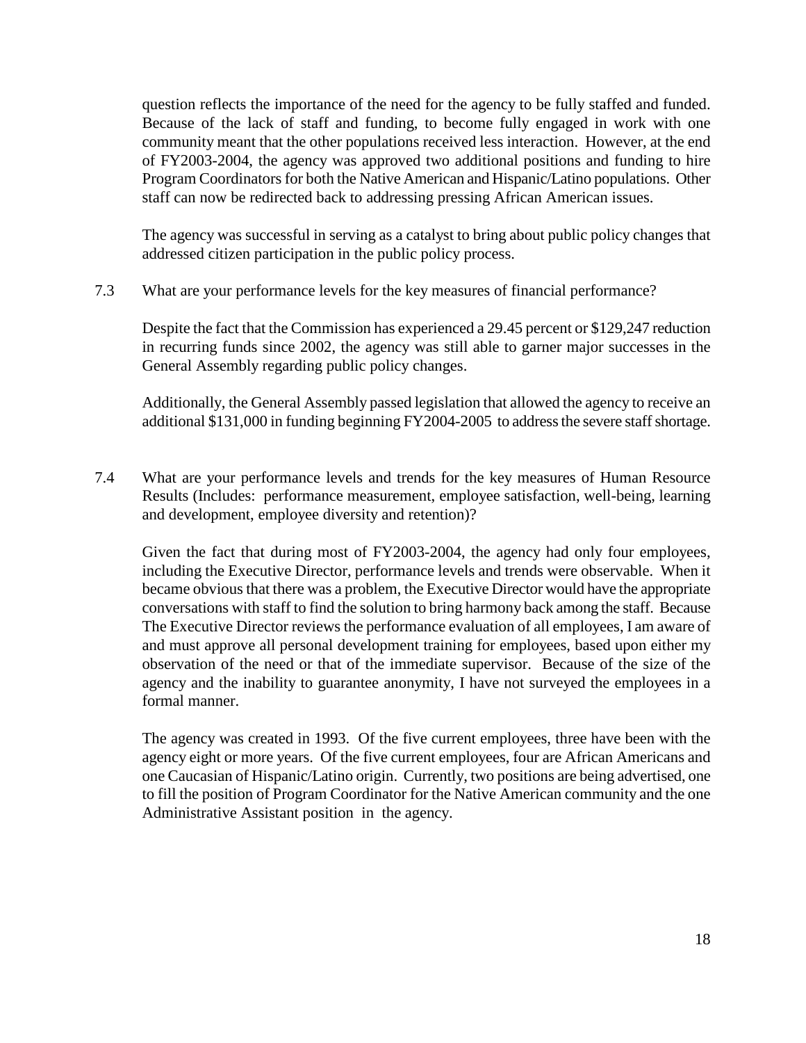question reflects the importance of the need for the agency to be fully staffed and funded. Because of the lack of staff and funding, to become fully engaged in work with one community meant that the other populations received less interaction. However, at the end of FY2003-2004, the agency was approved two additional positions and funding to hire Program Coordinators for both the Native American and Hispanic/Latino populations. Other staff can now be redirected back to addressing pressing African American issues.

The agency was successful in serving as a catalyst to bring about public policy changes that addressed citizen participation in the public policy process.

7.3 What are your performance levels for the key measures of financial performance?

Despite the fact that the Commission has experienced a 29.45 percent or $129,247 reduction in recurring funds since 2002, the agency was still able to garner major successes in the General Assembly regarding public policy changes.

Additionally, the General Assembly passed legislation that allowed the agency to receive an additional $131,000 in funding beginning FY2004-2005 to address the severe staff shortage.

7.4 What are your performance levels and trends for the key measures of Human Resource Results (Includes: performance measurement, employee satisfaction, well-being, learning and development, employee diversity and retention)?

Given the fact that during most of FY2003-2004, the agency had only four employees, including the Executive Director, performance levels and trends were observable. When it became obvious that there was a problem, the Executive Director would have the appropriate conversations with staff to find the solution to bring harmony back among the staff. Because The Executive Director reviews the performance evaluation of all employees, I am aware of and must approve all personal development training for employees, based upon either my observation of the need or that of the immediate supervisor. Because of the size of the agency and the inability to guarantee anonymity, I have not surveyed the employees in a formal manner.

The agency was created in 1993. Of the five current employees, three have been with the agency eight or more years. Of the five current employees, four are African Americans and one Caucasian of Hispanic/Latino origin. Currently, two positions are being advertised, one to fill the position of Program Coordinator for the Native American community and the one Administrative Assistant position in the agency.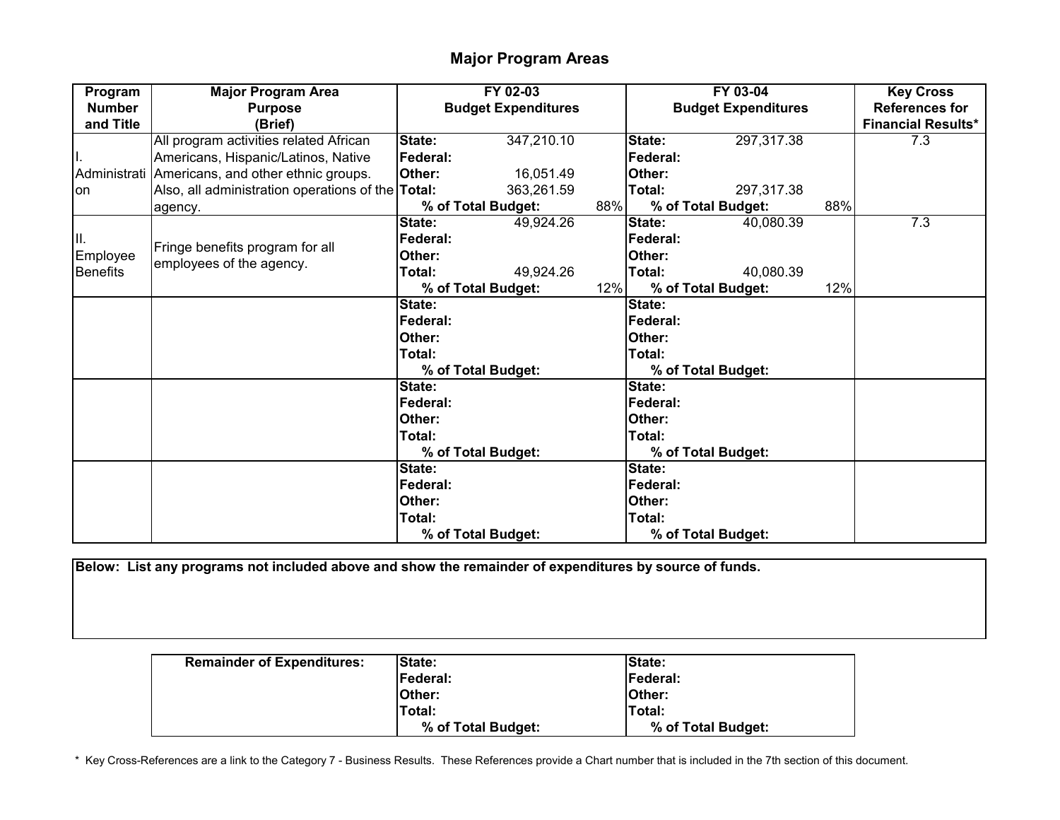# Major Program Areas

| Program Number and Title | Major Program Area Purpose (Brief) | FY 02-03 Budget Expenditures | | | FY 03-04 Budget Expenditures | | | Key Cross References for Financial Results* |
|---|---|---|---|---|---|---|---|---|
| I. Administration | All program activities related African Americans, Hispanic/Latinos, Native Americans, and other ethnic groups. Also, all administration operations of the agency. | **State:** | 347,210.10 | | **State:** | 297,317.38 | | 7.3 |
| | | **Federal:** | | | **Federal:** | | | |
| | | **Other:** | 16,051.49 | | **Other:** | | | |
| | | **Total:** | 363,261.59 | | **Total:** | 297,317.38 | | |
| | | **% of Total Budget:** | | 88% | **% of Total Budget:** | | 88% | |
| II. Employee Benefits | Fringe benefits program for all employees of the agency. | **State:** | 49,924.26 | | **State:** | 40,080.39 | | 7.3 |
| | | **Federal:** | | | **Federal:** | | | |
| | | **Other:** | | | **Other:** | | | |
| | | **Total:** | 49,924.26 | | **Total:** | 40,080.39 | | |
| | | **% of Total Budget:** | | 12% | **% of Total Budget:** | | 12% | |
| | | **State:** | | | **State:** | | | |
| | | **Federal:** | | | **Federal:** | | | |
| | | **Other:** | | | **Other:** | | | |
| | | **Total:** | | | **Total:** | | | |
| | | **% of Total Budget:** | | | **% of Total Budget:** | | | |
| | | **State:** | | | **State:** | | | |
| | | **Federal:** | | | **Federal:** | | | |
| | | **Other:** | | | **Other:** | | | |
| | | **Total:** | | | **Total:** | | | |
| | | **% of Total Budget:** | | | **% of Total Budget:** | | | |
| | | **State:** | | | **State:** | | | |
| | | **Federal:** | | | **Federal:** | | | |
| | | **Other:** | | | **Other:** | | | |
| | | **Total:** | | | **Total:** | | | |
| | | **% of Total Budget:** | | | **% of Total Budget:** | | | |

**Below: List any programs not included above and show the remainder of expenditures by source of funds.**

| Remainder of Expenditures: | | |
|---|---|---|
| | **State:** | **State:** |
| | **Federal:** | **Federal:** |
| | **Other:** | **Other:** |
| | **Total:** | **Total:** |
| | **% of Total Budget:** | **% of Total Budget:** |

\* Key Cross-References are a link to the Category 7 - Business Results. These References provide a Chart number that is included in the 7th section of this document.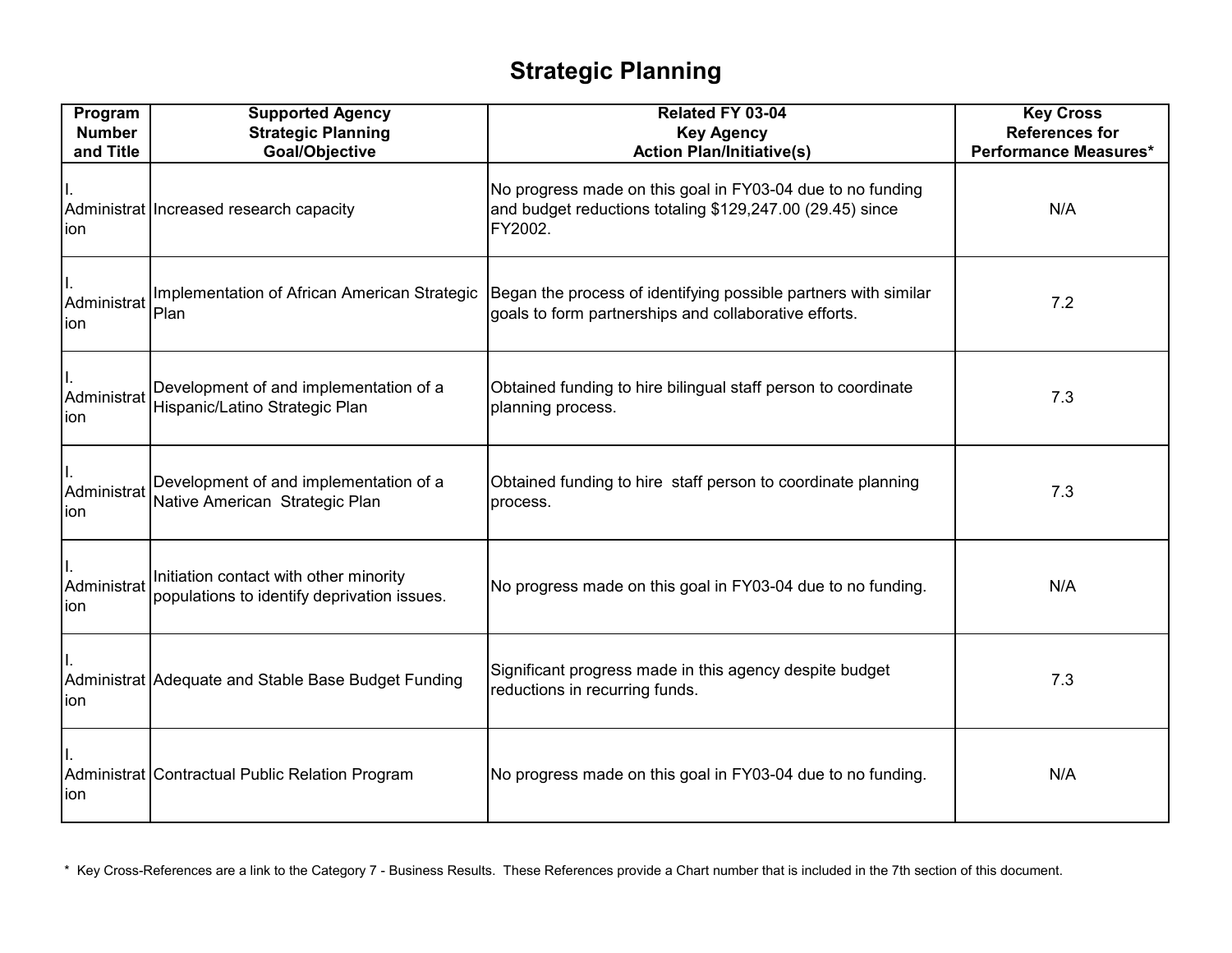# Strategic Planning

| Program Number and Title | Supported Agency Strategic Planning Goal/Objective | Related FY 03-04 Key Agency Action Plan/Initiative(s) | Key Cross References for Performance Measures* |
|---|---|---|---|
| I. Administration | Increased research capacity | No progress made on this goal in FY03-04 due to no funding and budget reductions totaling $129,247.00 (29.45) since FY2002. | N/A |
| I. Administration | Implementation of African American Strategic Plan | Began the process of identifying possible partners with similar goals to form partnerships and collaborative efforts. | 7.2 |
| I. Administration | Development of and implementation of a Hispanic/Latino Strategic Plan | Obtained funding to hire bilingual staff person to coordinate planning process. | 7.3 |
| I. Administration | Development of and implementation of a Native American Strategic Plan | Obtained funding to hire staff person to coordinate planning process. | 7.3 |
| I. Administration | Initiation contact with other minority populations to identify deprivation issues. | No progress made on this goal in FY03-04 due to no funding. | N/A |
| I. Administration | Adequate and Stable Base Budget Funding | Significant progress made in this agency despite budget reductions in recurring funds. | 7.3 |
| I. Administration | Contractual Public Relation Program | No progress made on this goal in FY03-04 due to no funding. | N/A |

* Key Cross-References are a link to the Category 7 - Business Results. These References provide a Chart number that is included in the 7th section of this document.